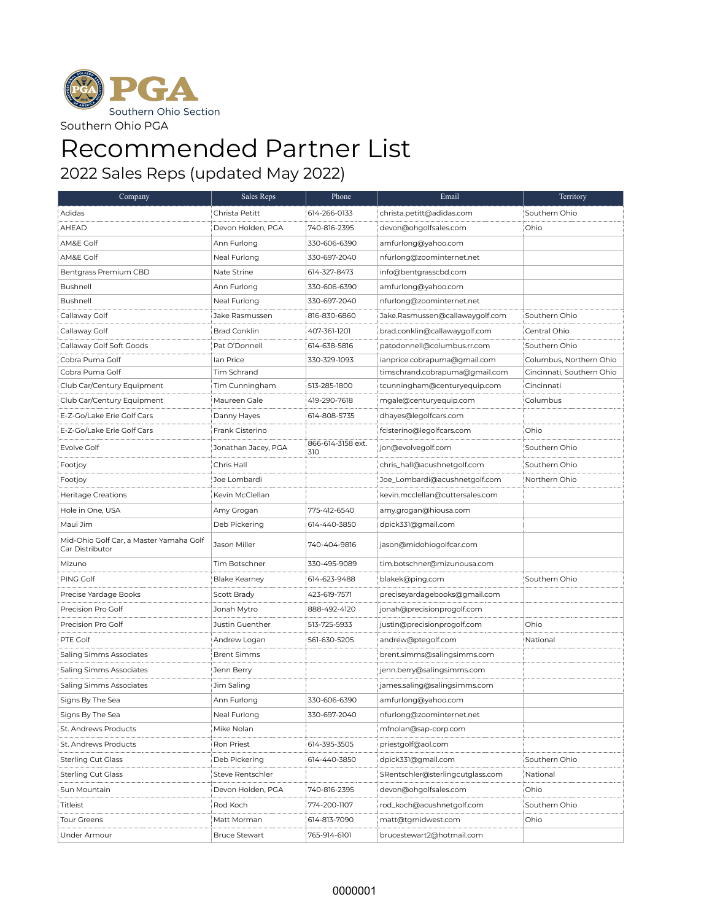PGA Southern Ohio Section

Southern Ohio PGA

# Recommended Partner List

## 2022 Sales Reps (updated May 2022)

| Company | Sales Reps | Phone | Email | Territory |
|---|---|---|---|---|
| Adidas | Christa Petitt | 614-266-0133 | christa.petitt@adidas.com | Southern Ohio |
| AHEAD | Devon Holden, PGA | 740-816-2395 | devon@ohgolfsales.com | Ohio |
| AM&E Golf | Ann Furlong | 330-606-6390 | amfurlong@yahoo.com | |
| AM&E Golf | Neal Furlong | 330-697-2040 | nfurlong@zoominternet.net | |
| Bentgrass Premium CBD | Nate Strine | 614-327-8473 | info@bentgrasscbd.com | |
| Bushnell | Ann Furlong | 330-606-6390 | amfurlong@yahoo.com | |
| Bushnell | Neal Furlong | 330-697-2040 | nfurlong@zoominternet.net | |
| Callaway Golf | Jake Rasmussen | 816-830-6860 | Jake.Rasmussen@callawaygolf.com | Southern Ohio |
| Callaway Golf | Brad Conklin | 407-361-1201 | brad.conklin@callawaygolf.com | Central Ohio |
| Callaway Golf Soft Goods | Pat O'Donnell | 614-638-5816 | patodonnell@columbus.rr.com | Southern Ohio |
| Cobra Puma Golf | Ian Price | 330-329-1093 | ianprice.cobrapuma@gmail.com | Columbus, Northern Ohio |
| Cobra Puma Golf | Tim Schrand | | timschrand.cobrapuma@gmail.com | Cincinnati, Southern Ohio |
| Club Car/Century Equipment | Tim Cunningham | 513-285-1800 | tcunningham@centuryequip.com | Cincinnati |
| Club Car/Century Equipment | Maureen Gale | 419-290-7618 | mgale@centuryequip.com | Columbus |
| E-Z-Go/Lake Erie Golf Cars | Danny Hayes | 614-808-5735 | dhayes@legolfcars.com | |
| E-Z-Go/Lake Erie Golf Cars | Frank Cisterino | | fcisterino@legolfcars.com | Ohio |
| Evolve Golf | Jonathan Jacey, PGA | 866-614-3158 ext. 310 | jon@evolvegolf.com | Southern Ohio |
| Footjoy | Chris Hall | | chris_hall@acushnetgolf.com | Southern Ohio |
| Footjoy | Joe Lombardi | | Joe_Lombardi@acushnetgolf.com | Northern Ohio |
| Heritage Creations | Kevin McClellan | | kevin.mcclellan@cuttersales.com | |
| Hole in One, USA | Amy Grogan | 775-412-6540 | amy.grogan@hiousa.com | |
| Maui Jim | Deb Pickering | 614-440-3850 | dpick331@gmail.com | |
| Mid-Ohio Golf Car, a Master Yamaha Golf Car Distributor | Jason Miller | 740-404-9816 | jason@midohiogolfcar.com | |
| Mizuno | Tim Botschner | 330-495-9089 | tim.botschner@mizunousa.com | |
| PING Golf | Blake Kearney | 614-623-9488 | blakek@ping.com | Southern Ohio |
| Precise Yardage Books | Scott Brady | 423-619-7571 | preciseyardagebooks@gmail.com | |
| Precision Pro Golf | Jonah Mytro | 888-492-4120 | jonah@precisionprogolf.com | |
| Precision Pro Golf | Justin Guenther | 513-725-5933 | justin@precisionprogolf.com | Ohio |
| PTE Golf | Andrew Logan | 561-630-5205 | andrew@ptegolf.com | National |
| Saling Simms Associates | Brent Simms | | brent.simms@salingsimms.com | |
| Saling Simms Associates | Jenn Berry | | jenn.berry@salingsimms.com | |
| Saling Simms Associates | Jim Saling | | james.saling@salingsimms.com | |
| Signs By The Sea | Ann Furlong | 330-606-6390 | amfurlong@yahoo.com | |
| Signs By The Sea | Neal Furlong | 330-697-2040 | nfurlong@zoominternet.net | |
| St. Andrews Products | Mike Nolan | | mfnolan@sap-corp.com | |
| St. Andrews Products | Ron Priest | 614-395-3505 | priestgolf@aol.com | |
| Sterling Cut Glass | Deb Pickering | 614-440-3850 | dpick331@gmail.com | Southern Ohio |
| Sterling Cut Glass | Steve Rentschler | | SRentschler@sterlingcutglass.com | National |
| Sun Mountain | Devon Holden, PGA | 740-816-2395 | devon@ohgolfsales.com | Ohio |
| Titleist | Rod Koch | 774-200-1107 | rod_koch@acushnetgolf.com | Southern Ohio |
| Tour Greens | Matt Morman | 614-813-7090 | matt@tgmidwest.com | Ohio |
| Under Armour | Bruce Stewart | 765-914-6101 | brucestewart2@hotmail.com | |

0000001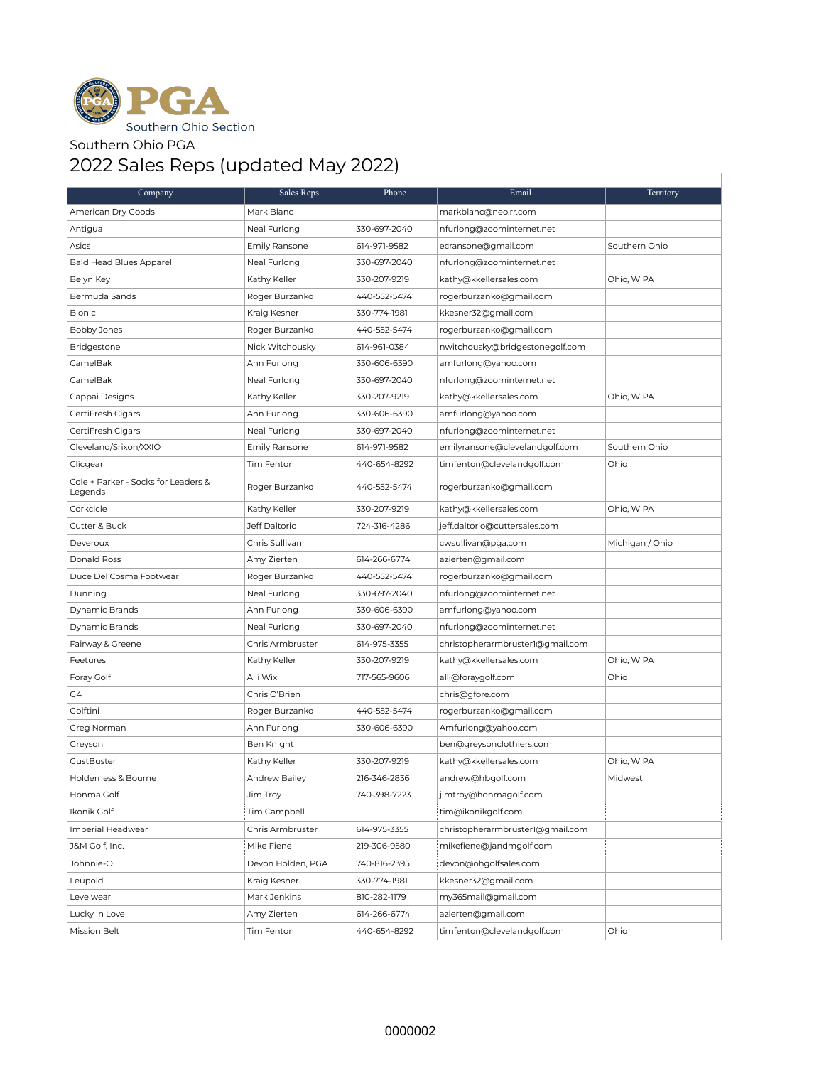PGA Southern Ohio Section

Southern Ohio PGA

# 2022 Sales Reps (updated May 2022)

| Company | Sales Reps | Phone | Email | Territory |
|---|---|---|---|---|
| American Dry Goods | Mark Blanc | | markblanc@neo.rr.com | |
| Antigua | Neal Furlong | 330-697-2040 | nfurlong@zoominternet.net | |
| Asics | Emily Ransone | 614-971-9582 | ecransone@gmail.com | Southern Ohio |
| Bald Head Blues Apparel | Neal Furlong | 330-697-2040 | nfurlong@zoominternet.net | |
| Belyn Key | Kathy Keller | 330-207-9219 | kathy@kkellersales.com | Ohio, W PA |
| Bermuda Sands | Roger Burzanko | 440-552-5474 | rogerburzanko@gmail.com | |
| Bionic | Kraig Kesner | 330-774-1981 | kkesner32@gmail.com | |
| Bobby Jones | Roger Burzanko | 440-552-5474 | rogerburzanko@gmail.com | |
| Bridgestone | Nick Witchousky | 614-961-0384 | nwitchousky@bridgestonegolf.com | |
| CamelBak | Ann Furlong | 330-606-6390 | amfurlong@yahoo.com | |
| CamelBak | Neal Furlong | 330-697-2040 | nfurlong@zoominternet.net | |
| Cappai Designs | Kathy Keller | 330-207-9219 | kathy@kkellersales.com | Ohio, W PA |
| CertiFresh Cigars | Ann Furlong | 330-606-6390 | amfurlong@yahoo.com | |
| CertiFresh Cigars | Neal Furlong | 330-697-2040 | nfurlong@zoominternet.net | |
| Cleveland/Srixon/XXIO | Emily Ransone | 614-971-9582 | emilyransone@clevelandgolf.com | Southern Ohio |
| Clicgear | Tim Fenton | 440-654-8292 | timfenton@clevelandgolf.com | Ohio |
| Cole + Parker - Socks for Leaders & Legends | Roger Burzanko | 440-552-5474 | rogerburzanko@gmail.com | |
| Corkcicle | Kathy Keller | 330-207-9219 | kathy@kkellersales.com | Ohio, W PA |
| Cutter & Buck | Jeff Daltorio | 724-316-4286 | jeff.daltorio@cuttersales.com | |
| Deveroux | Chris Sullivan | | cwsullivan@pga.com | Michigan / Ohio |
| Donald Ross | Amy Zierten | 614-266-6774 | azierten@gmail.com | |
| Duce Del Cosma Footwear | Roger Burzanko | 440-552-5474 | rogerburzanko@gmail.com | |
| Dunning | Neal Furlong | 330-697-2040 | nfurlong@zoominternet.net | |
| Dynamic Brands | Ann Furlong | 330-606-6390 | amfurlong@yahoo.com | |
| Dynamic Brands | Neal Furlong | 330-697-2040 | nfurlong@zoominternet.net | |
| Fairway & Greene | Chris Armbruster | 614-975-3355 | christopherarmbruster1@gmail.com | |
| Feetures | Kathy Keller | 330-207-9219 | kathy@kkellersales.com | Ohio, W PA |
| Foray Golf | Alli Wix | 717-565-9606 | alli@foraygolf.com | Ohio |
| G4 | Chris O'Brien | | chris@gfore.com | |
| Golftini | Roger Burzanko | 440-552-5474 | rogerburzanko@gmail.com | |
| Greg Norman | Ann Furlong | 330-606-6390 | Amfurlong@yahoo.com | |
| Greyson | Ben Knight | | ben@greysonclothiers.com | |
| GustBuster | Kathy Keller | 330-207-9219 | kathy@kkellersales.com | Ohio, W PA |
| Holderness & Bourne | Andrew Bailey | 216-346-2836 | andrew@hbgolf.com | Midwest |
| Honma Golf | Jim Troy | 740-398-7223 | jimtroy@honmagolf.com | |
| Ikonik Golf | Tim Campbell | | tim@ikonikgolf.com | |
| Imperial Headwear | Chris Armbruster | 614-975-3355 | christopherarmbruster1@gmail.com | |
| J&M Golf, Inc. | Mike Fiene | 219-306-9580 | mikefiene@jandmgolf.com | |
| Johnnie-O | Devon Holden, PGA | 740-816-2395 | devon@ohgolfsales.com | |
| Leupold | Kraig Kesner | 330-774-1981 | kkesner32@gmail.com | |
| Levelwear | Mark Jenkins | 810-282-1179 | my365mail@gmail.com | |
| Lucky in Love | Amy Zierten | 614-266-6774 | azierten@gmail.com | |
| Mission Belt | Tim Fenton | 440-654-8292 | timfenton@clevelandgolf.com | Ohio |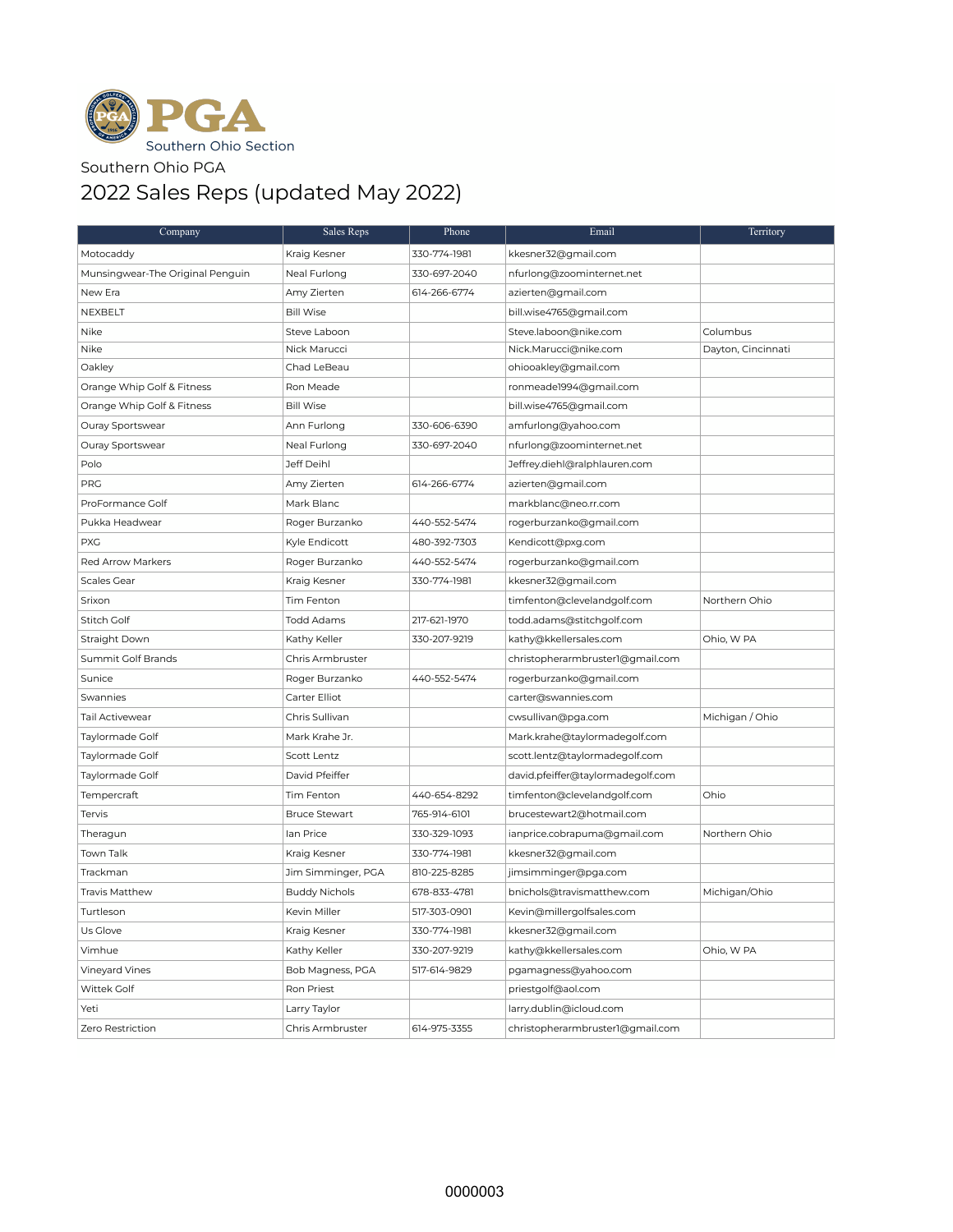Southern Ohio Section

Southern Ohio PGA

# 2022 Sales Reps (updated May 2022)

| Company | Sales Reps | Phone | Email | Territory |
|---|---|---|---|---|
| Motocaddy | Kraig Kesner | 330-774-1981 | kkesner32@gmail.com | |
| Munsingwear-The Original Penguin | Neal Furlong | 330-697-2040 | nfurlong@zoominternet.net | |
| New Era | Amy Zierten | 614-266-6774 | azierten@gmail.com | |
| NEXBELT | Bill Wise | | bill.wise4765@gmail.com | |
| Nike | Steve Laboon | | Steve.laboon@nike.com | Columbus |
| Nike | Nick Marucci | | Nick.Marucci@nike.com | Dayton, Cincinnati |
| Oakley | Chad LeBeau | | ohiooakley@gmail.com | |
| Orange Whip Golf & Fitness | Ron Meade | | ronmeade1994@gmail.com | |
| Orange Whip Golf & Fitness | Bill Wise | | bill.wise4765@gmail.com | |
| Ouray Sportswear | Ann Furlong | 330-606-6390 | amfurlong@yahoo.com | |
| Ouray Sportswear | Neal Furlong | 330-697-2040 | nfurlong@zoominternet.net | |
| Polo | Jeff Deihl | | Jeffrey.diehl@ralphlauren.com | |
| PRG | Amy Zierten | 614-266-6774 | azierten@gmail.com | |
| ProFormance Golf | Mark Blanc | | markblanc@neo.rr.com | |
| Pukka Headwear | Roger Burzanko | 440-552-5474 | rogerburzanko@gmail.com | |
| PXG | Kyle Endicott | 480-392-7303 | Kendicott@pxg.com | |
| Red Arrow Markers | Roger Burzanko | 440-552-5474 | rogerburzanko@gmail.com | |
| Scales Gear | Kraig Kesner | 330-774-1981 | kkesner32@gmail.com | |
| Srixon | Tim Fenton | | timfenton@clevelandgolf.com | Northern Ohio |
| Stitch Golf | Todd Adams | 217-621-1970 | todd.adams@stitchgolf.com | |
| Straight Down | Kathy Keller | 330-207-9219 | kathy@kkellersales.com | Ohio, W PA |
| Summit Golf Brands | Chris Armbruster | | christopherarmbruster1@gmail.com | |
| Sunice | Roger Burzanko | 440-552-5474 | rogerburzanko@gmail.com | |
| Swannies | Carter Elliot | | carter@swannies.com | |
| Tail Activewear | Chris Sullivan | | cwsullivan@pga.com | Michigan / Ohio |
| Taylormade Golf | Mark Krahe Jr. | | Mark.krahe@taylormadegolf.com | |
| Taylormade Golf | Scott Lentz | | scott.lentz@taylormadegolf.com | |
| Taylormade Golf | David Pfeiffer | | david.pfeiffer@taylormadegolf.com | |
| Tempercraft | Tim Fenton | 440-654-8292 | timfenton@clevelandgolf.com | Ohio |
| Tervis | Bruce Stewart | 765-914-6101 | brucestewart2@hotmail.com | |
| Theragun | Ian Price | 330-329-1093 | ianprice.cobrapuma@gmail.com | Northern Ohio |
| Town Talk | Kraig Kesner | 330-774-1981 | kkesner32@gmail.com | |
| Trackman | Jim Simminger, PGA | 810-225-8285 | jimsimminger@pga.com | |
| Travis Matthew | Buddy Nichols | 678-833-4781 | bnichols@travismatthew.com | Michigan/Ohio |
| Turtleson | Kevin Miller | 517-303-0901 | Kevin@millergolfsales.com | |
| Us Glove | Kraig Kesner | 330-774-1981 | kkesner32@gmail.com | |
| Vimhue | Kathy Keller | 330-207-9219 | kathy@kkellersales.com | Ohio, W PA |
| Vineyard Vines | Bob Magness, PGA | 517-614-9829 | pgamagness@yahoo.com | |
| Wittek Golf | Ron Priest | | priestgolf@aol.com | |
| Yeti | Larry Taylor | | larry.dublin@icloud.com | |
| Zero Restriction | Chris Armbruster | 614-975-3355 | christopherarmbruster1@gmail.com | |

0000003